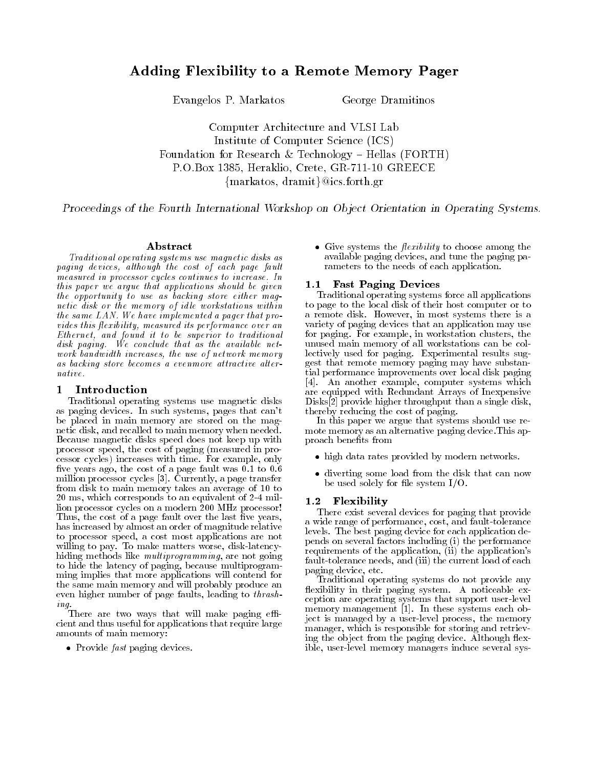# Adding Flexibility to a Remote Memory Pager

Evangelos P. Markatos George Dramitinos

Computer Architecture and VLSI Lab
Institute of Computer Science (ICS)
Foundation for Research & Technology – Hellas (FORTH)
P.O.Box 1385, Heraklio, Crete, GR-711-10 GREECE
{markatos, dramit}@ics.forth.gr

*Proceedings of the Fourth International Workshop on Object Orientation in Operating Systems.*

### Abstract

*Traditional operating systems use magnetic disks as paging devices, although the cost of each page fault measured in processor cycles continues to increase. In this paper we argue that applications should be given the opportunity to use as backing store either magnetic disk or the memory of idle workstations within the same LAN. We have implemented a pager that provides this flexibility, measured its performance over an Ethernet, and found it to be superior to traditional disk paging. We conclude that as the available network bandwidth increases, the use of network memory as backing store becomes a evenmore attractive alternative.*

## 1 Introduction

Traditional operating systems use magnetic disks as paging devices. In such systems, pages that can't be placed in main memory are stored on the magnetic disk, and recalled to main memory when needed. Because magnetic disks speed does not keep up with processor speed, the cost of paging (measured in processor cycles) increases with time. For example, only five years ago, the cost of a page fault was 0.1 to 0.6 million processor cycles [3]. Currently, a page transfer from disk to main memory takes an average of 10 to 20 ms, which corresponds to an equivalent of 2-4 million processor cycles on a modern 200 MHz processor! Thus, the cost of a page fault over the last five years, has increased by almost an order of magnitude relative to processor speed, a cost most applications are not willing to pay. To make matters worse, disk-latency-hiding methods like *multiprogramming*, are not going to hide the latency of paging, because multiprogramming implies that more applications will contend for the same main memory and will probably produce an even higher number of page faults, leading to *thrashing*.

There are two ways that will make paging efficient and thus useful for applications that require large amounts of main memory:

- Provide *fast* paging devices.
- Give systems the *flexibility* to choose among the available paging devices, and tune the paging parameters to the needs of each application.

### 1.1 Fast Paging Devices

Traditional operating systems force all applications to page to the local disk of their host computer or to a remote disk. However, in most systems there is a variety of paging devices that an application may use for paging. For example, in workstation clusters, the unused main memory of all workstations can be collectively used for paging. Experimental results suggest that remote memory paging may have substantial performance improvements over local disk paging [4]. An another example, computer systems which are equipped with Redundant Arrays of Inexpensive Disks[2] provide higher throughput than a single disk, thereby reducing the cost of paging.

In this paper we argue that systems should use remote memory as an alternative paging device.This approach benefits from

- high data rates provided by modern networks.
- diverting some load from the disk that can now be used solely for file system I/O.

### 1.2 Flexibility

There exist several devices for paging that provide a wide range of performance, cost, and fault-tolerance levels. The best paging device for each application depends on several factors including (i) the performance requirements of the application, (ii) the application's fault-tolerance needs, and (iii) the current load of each paging device, etc.

Traditional operating systems do not provide any flexibility in their paging system. A noticeable exception are operating systems that support user-level memory management [1]. In these systems each object is managed by a user-level process, the memory manager, which is responsible for storing and retrieving the object from the paging device. Although flexible, user-level memory managers induce several sys-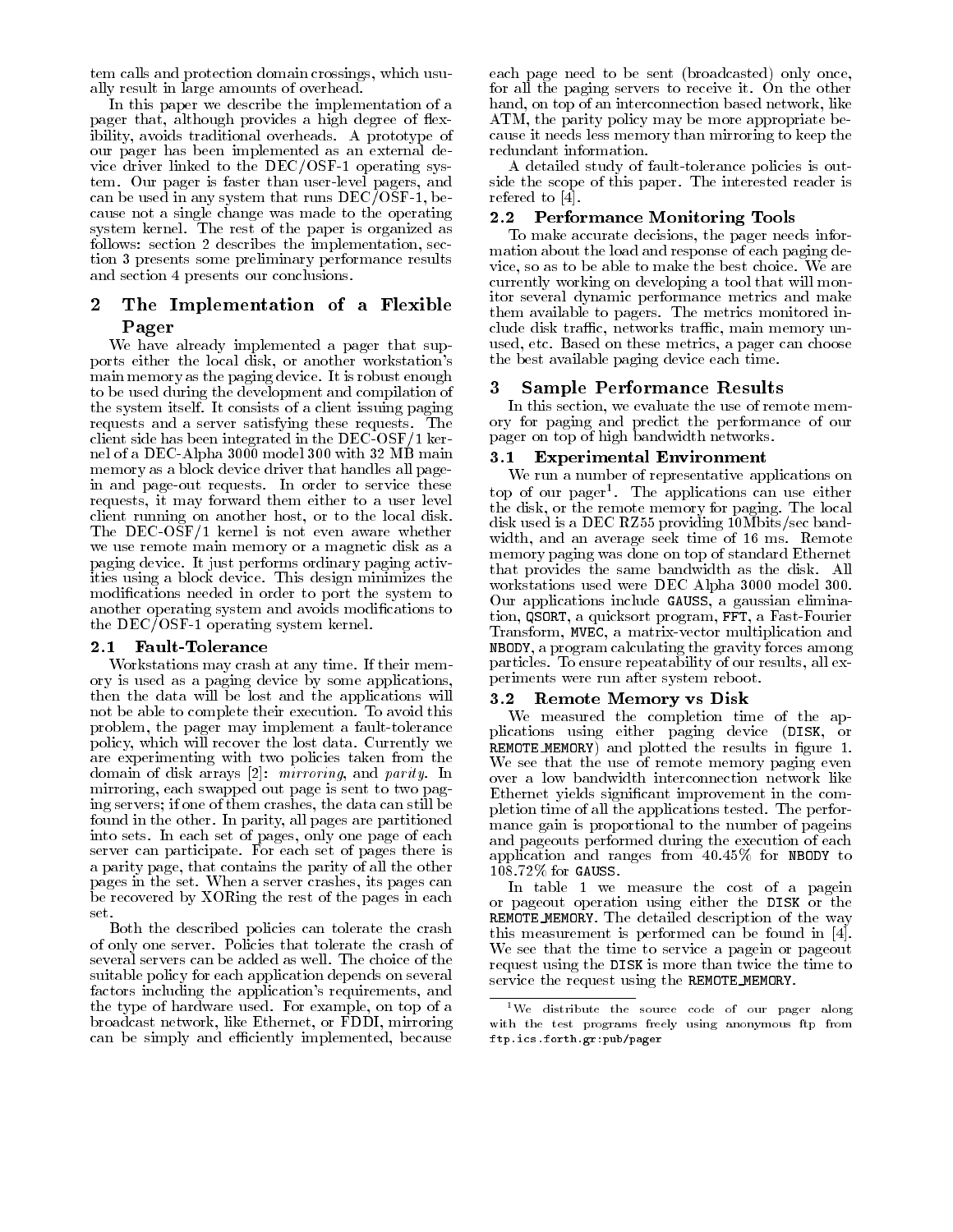tem calls and protection domain crossings, which usually result in large amounts of overhead.

In this paper we describe the implementation of a pager that, although provides a high degree of flexibility, avoids traditional overheads. A prototype of our pager has been implemented as an external device driver linked to the DEC/OSF-1 operating system. Our pager is faster than user-level pagers, and can be used in any system that runs DEC/OSF-1, because not a single change was made to the operating system kernel. The rest of the paper is organized as follows: section 2 describes the implementation, section 3 presents some preliminary performance results and section 4 presents our conclusions.

## 2 The Implementation of a Flexible Pager

We have already implemented a pager that supports either the local disk, or another workstation's main memory as the paging device. It is robust enough to be used during the development and compilation of the system itself. It consists of a client issuing paging requests and a server satisfying these requests. The client side has been integrated in the DEC-OSF/1 kernel of a DEC-Alpha 3000 model 300 with 32 MB main memory as a block device driver that handles all pagein and page-out requests. In order to service these requests, it may forward them either to a user level client running on another host, or to the local disk. The DEC-OSF/1 kernel is not even aware whether we use remote main memory or a magnetic disk as a paging device. It just performs ordinary paging activities using a block device. This design minimizes the modifications needed in order to port the system to another operating system and avoids modifications to the DEC/OSF-1 operating system kernel.

### 2.1 Fault-Tolerance

Workstations may crash at any time. If their memory is used as a paging device by some applications, then the data will be lost and the applications will not be able to complete their execution. To avoid this problem, the pager may implement a fault-tolerance policy, which will recover the lost data. Currently we are experimenting with two policies taken from the domain of disk arrays [2]: *mirroring*, and *parity*. In mirroring, each swapped out page is sent to two paging servers; if one of them crashes, the data can still be found in the other. In parity, all pages are partitioned into sets. In each set of pages, only one page of each server can participate. For each set of pages there is a parity page, that contains the parity of all the other pages in the set. When a server crashes, its pages can be recovered by XORing the rest of the pages in each set.

Both the described policies can tolerate the crash of only one server. Policies that tolerate the crash of several servers can be added as well. The choice of the suitable policy for each application depends on several factors including the application's requirements, and the type of hardware used. For example, on top of a broadcast network, like Ethernet, or FDDI, mirroring can be simply and efficiently implemented, because each page need to be sent (broadcasted) only once, for all the paging servers to receive it. On the other hand, on top of an interconnection based network, like ATM, the parity policy may be more appropriate because it needs less memory than mirroring to keep the redundant information.

A detailed study of fault-tolerance policies is outside the scope of this paper. The interested reader is refered to [4].

### 2.2 Performance Monitoring Tools

To make accurate decisions, the pager needs information about the load and response of each paging device, so as to be able to make the best choice. We are currently working on developing a tool that will monitor several dynamic performance metrics and make them available to pagers. The metrics monitored include disk traffic, networks traffic, main memory unused, etc. Based on these metrics, a pager can choose the best available paging device each time.

## 3 Sample Performance Results

In this section, we evaluate the use of remote memory for paging and predict the performance of our pager on top of high bandwidth networks.

### 3.1 Experimental Environment

We run a number of representative applications on top of our pager[1]. The applications can use either the disk, or the remote memory for paging. The local disk used is a DEC RZ55 providing 10Mbits/sec bandwidth, and an average seek time of 16 ms. Remote memory paging was done on top of standard Ethernet that provides the same bandwidth as the disk. All workstations used were DEC Alpha 3000 model 300. Our applications include `GAUSS`, a gaussian elimination, `QSORT`, a quicksort program, `FFT`, a Fast-Fourier Transform, `MVEC`, a matrix-vector multiplication and `NBODY`, a program calculating the gravity forces among particles. To ensure repeatability of our results, all experiments were run after system reboot.

### 3.2 Remote Memory vs Disk

We measured the completion time of the applications using either paging device (`DISK`, or `REMOTE_MEMORY`) and plotted the results in figure 1. We see that the use of remote memory paging even over a low bandwidth interconnection network like Ethernet yields significant improvement in the completion time of all the applications tested. The performance gain is proportional to the number of pageins and pageouts performed during the execution of each application and ranges from 40.45% for `NBODY` to 108.72% for `GAUSS`.

In table 1 we measure the cost of a pagein or pageout operation using either the `DISK` or the `REMOTE_MEMORY`. The detailed description of the way this measurement is performed can be found in [4]. We see that the time to service a pagein or pageout request using the `DISK` is more than twice the time to service the request using the `REMOTE_MEMORY`.

[1] We distribute the source code of our pager along with the test programs freely using anonymous ftp from `ftp.ics.forth.gr:pub/pager`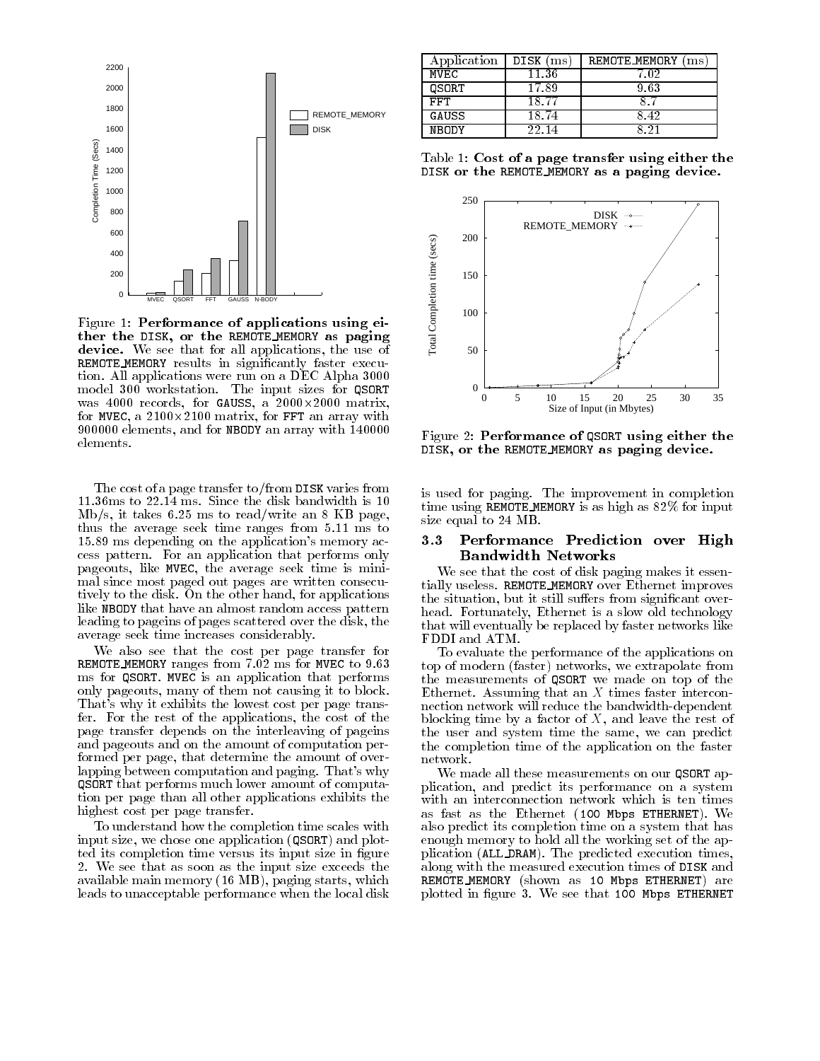Figure 1: **Performance of applications using either the DISK, or the REMOTE_MEMORY as paging device.** We see that for all applications, the use of REMOTE_MEMORY results in significantly faster execution. All applications were run on a DEC Alpha 3000 model 300 workstation. The input sizes for QSORT was 4000 records, for GAUSS, a $2000 \times 2000$ matrix, for MVEC, a $2100 \times 2100$ matrix, for FFT an array with 900000 elements, and for NBODY an array with 140000 elements.

The cost of a page transfer to/from DISK varies from 11.36ms to 22.14 ms. Since the disk bandwidth is 10 Mb/s, it takes 6.25 ms to read/write an 8 KB page, thus the average seek time ranges from 5.11 ms to 15.89 ms depending on the application's memory access pattern. For an application that performs only pageouts, like MVEC, the average seek time is minimal since most paged out pages are written consecutively to the disk. On the other hand, for applications like NBODY that have an almost random access pattern leading to pageins of pages scattered over the disk, the average seek time increases considerably.

We also see that the cost per page transfer for REMOTE_MEMORY ranges from 7.02 ms for MVEC to 9.63 ms for QSORT. MVEC is an application that performs only pageouts, many of them not causing it to block. That's why it exhibits the lowest cost per page transfer. For the rest of the applications, the cost of the page transfer depends on the interleaving of pageins and pageouts and on the amount of computation performed per page, that determine the amount of overlapping between computation and paging. That's why QSORT that performs much lower amount of computation per page than all other applications exhibits the highest cost per page transfer.

To understand how the completion time scales with input size, we chose one application (QSORT) and plotted its completion time versus its input size in figure 2. We see that as soon as the input size exceeds the available main memory (16 MB), paging starts, which leads to unacceptable performance when the local disk is used for paging. The improvement in completion time using REMOTE_MEMORY is as high as 82% for input size equal to 24 MB.

| Application | DISK (ms) | REMOTE_MEMORY (ms) |
|---|---|---|
| MVEC | 11.36 | 7.02 |
| QSORT | 17.89 | 9.63 |
| FFT | 18.77 | 8.7 |
| GAUSS | 18.74 | 8.42 |
| NBODY | 22.14 | 8.21 |

Table 1: **Cost of a page transfer using either the DISK or the REMOTE_MEMORY as a paging device.**

Figure 2: **Performance of QSORT using either the DISK, or the REMOTE_MEMORY as paging device.**

### 3.3 Performance Prediction over High Bandwidth Networks

We see that the cost of disk paging makes it essentially useless. REMOTE_MEMORY over Ethernet improves the situation, but it still suffers from significant overhead. Fortunately, Ethernet is a slow old technology that will eventually be replaced by faster networks like FDDI and ATM.

To evaluate the performance of the applications on top of modern (faster) networks, we extrapolate from the measurements of QSORT we made on top of the Ethernet. Assuming that an $X$ times faster interconnection network will reduce the bandwidth-dependent blocking time by a factor of $X$, and leave the rest of the user and system time the same, we can predict the completion time of the application on the faster network.

We made all these measurements on our QSORT application, and predict its performance on a system with an interconnection network which is ten times as fast as the Ethernet (100 Mbps ETHERNET). We also predict its completion time on a system that has enough memory to hold all the working set of the application (ALL_DRAM). The predicted execution times, along with the measured execution times of DISK and REMOTE_MEMORY (shown as 10 Mbps ETHERNET) are plotted in figure 3. We see that 100 Mbps ETHERNET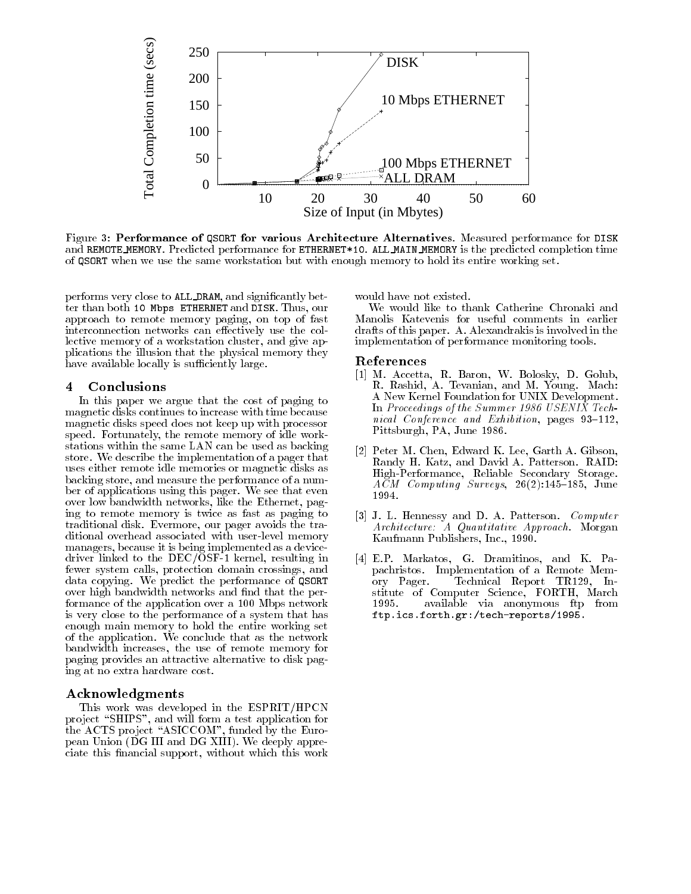Total Completion time (secs)

250
200
150
100
50
0

10 20 30 40 50 60

Size of Input (in Mbytes)

DISK

10 Mbps ETHERNET

100 Mbps ETHERNET

ALL DRAM

Figure 3: **Performance of QSORT for various Architecture Alternatives**. Measured performance for DISK and REMOTE_MEMORY. Predicted performance for ETHERNET*10. ALL_MAIN_MEMORY is the predicted completion time of QSORT when we use the same workstation but with enough memory to hold its entire working set.

performs very close to ALL_DRAM, and significantly better than both 10 Mbps ETHERNET and DISK. Thus, our approach to remote memory paging, on top of fast interconnection networks can effectively use the collective memory of a workstation cluster, and give applications the illusion that the physical memory they have available locally is sufficiently large.

## 4 Conclusions

In this paper we argue that the cost of paging to magnetic disks continues to increase with time because magnetic disks speed does not keep up with processor speed. Fortunately, the remote memory of idle workstations within the same LAN can be used as backing store. We describe the implementation of a pager that uses either remote idle memories or magnetic disks as backing store, and measure the performance of a number of applications using this pager. We see that even over low bandwidth networks, like the Ethernet, paging to remote memory is twice as fast as paging to traditional disk. Evermore, our pager avoids the traditional overhead associated with user-level memory managers, because it is being implemented as a device-driver linked to the DEC/OSF-1 kernel, resulting in fewer system calls, protection domain crossings, and data copying. We predict the performance of QSORT over high bandwidth networks and find that the performance of the application over a 100 Mbps network is very close to the performance of a system that has enough main memory to hold the entire working set of the application. We conclude that as the network bandwidth increases, the use of remote memory for paging provides an attractive alternative to disk paging at no extra hardware cost.

## Acknowledgments

This work was developed in the ESPRIT/HPCN project "SHIPS", and will form a test application for the ACTS project "ASICCOM", funded by the European Union (DG III and DG XIII). We deeply appreciate this financial support, without which this work would have not existed.

We would like to thank Catherine Chronaki and Manolis Katevenis for useful comments in earlier drafts of this paper. A. Alexandrakis is involved in the implementation of performance monitoring tools.

## References

[1] M. Accetta, R. Baron, W. Bolosky, D. Golub, R. Rashid, A. Tevanian, and M. Young. Mach: A New Kernel Foundation for UNIX Development. In *Proceedings of the Summer 1986 USENIX Technical Conference and Exhibition*, pages 93–112, Pittsburgh, PA, June 1986.

[2] Peter M. Chen, Edward K. Lee, Garth A. Gibson, Randy H. Katz, and David A. Patterson. RAID: High-Performance, Reliable Secondary Storage. *ACM Computing Surveys*, 26(2):145–185, June 1994.

[3] J. L. Hennessy and D. A. Patterson. *Computer Architecture: A Quantitative Approach*. Morgan Kaufmann Publishers, Inc., 1990.

[4] E.P. Markatos, G. Dramitinos, and K. Papachristos. Implementation of a Remote Memory Pager. Technical Report TR129, Institute of Computer Science, FORTH, March 1995. available via anonymous ftp from ftp.ics.forth.gr:/tech-reports/1995.